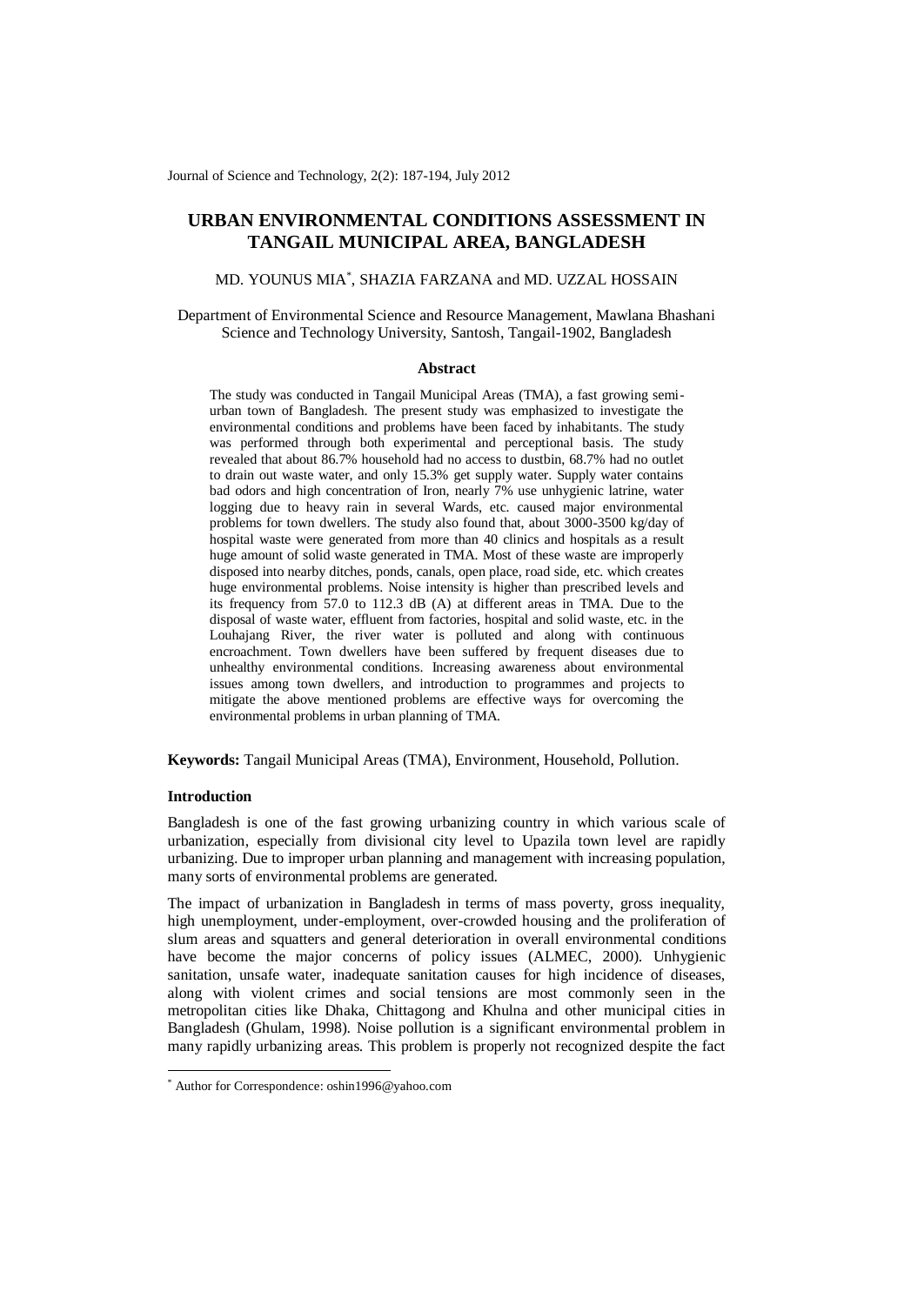# URBAN ENVIRONMENTAL CONDITIONS ASSESSMENT IN TANGAIL MUNICIPAL AREA, BANGLADESH

MD. YOUNUS MIA*, SHAZIA FARZANA and MD. UZZAL HOSSAIN

Department of Environmental Science and Resource Management, Mawlana Bhashani Science and Technology University, Santosh, Tangail-1902, Bangladesh

### Abstract

The study was conducted in Tangail Municipal Areas (TMA), a fast growing semi-urban town of Bangladesh. The present study was emphasized to investigate the environmental conditions and problems have been faced by inhabitants. The study was performed through both experimental and perceptional basis. The study revealed that about 86.7% household had no access to dustbin, 68.7% had no outlet to drain out waste water, and only 15.3% get supply water. Supply water contains bad odors and high concentration of Iron, nearly 7% use unhygienic latrine, water logging due to heavy rain in several Wards, etc. caused major environmental problems for town dwellers. The study also found that, about 3000-3500 kg/day of hospital waste were generated from more than 40 clinics and hospitals as a result huge amount of solid waste generated in TMA. Most of these waste are improperly disposed into nearby ditches, ponds, canals, open place, road side, etc. which creates huge environmental problems. Noise intensity is higher than prescribed levels and its frequency from 57.0 to 112.3 dB (A) at different areas in TMA. Due to the disposal of waste water, effluent from factories, hospital and solid waste, etc. in the Louhajang River, the river water is polluted and along with continuous encroachment. Town dwellers have been suffered by frequent diseases due to unhealthy environmental conditions. Increasing awareness about environmental issues among town dwellers, and introduction to programmes and projects to mitigate the above mentioned problems are effective ways for overcoming the environmental problems in urban planning of TMA.

**Keywords:** Tangail Municipal Areas (TMA), Environment, Household, Pollution.

## Introduction

Bangladesh is one of the fast growing urbanizing country in which various scale of urbanization, especially from divisional city level to Upazila town level are rapidly urbanizing. Due to improper urban planning and management with increasing population, many sorts of environmental problems are generated.

The impact of urbanization in Bangladesh in terms of mass poverty, gross inequality, high unemployment, under-employment, over-crowded housing and the proliferation of slum areas and squatters and general deterioration in overall environmental conditions have become the major concerns of policy issues (ALMEC, 2000). Unhygienic sanitation, unsafe water, inadequate sanitation causes for high incidence of diseases, along with violent crimes and social tensions are most commonly seen in the metropolitan cities like Dhaka, Chittagong and Khulna and other municipal cities in Bangladesh (Ghulam, 1998). Noise pollution is a significant environmental problem in many rapidly urbanizing areas. This problem is properly not recognized despite the fact

* Author for Correspondence: oshin1996@yahoo.com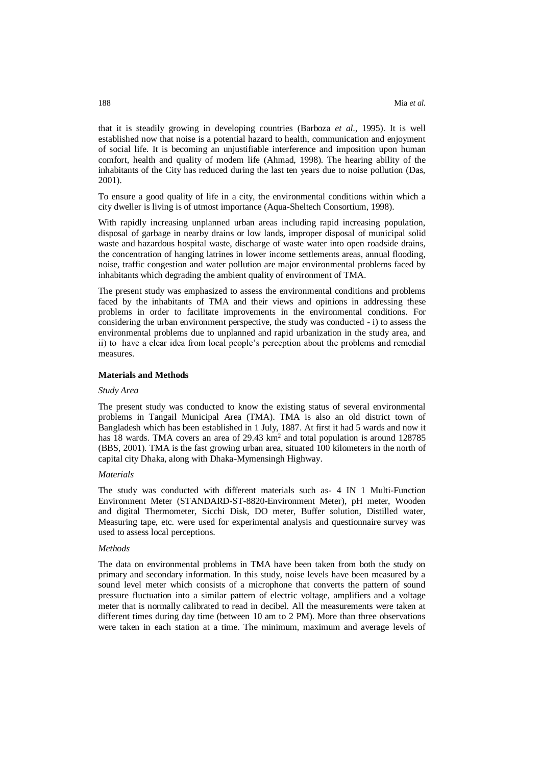that it is steadily growing in developing countries (Barboza *et al*., 1995). It is well established now that noise is a potential hazard to health, communication and enjoyment of social life. It is becoming an unjustifiable interference and imposition upon human comfort, health and quality of modem life (Ahmad, 1998). The hearing ability of the inhabitants of the City has reduced during the last ten years due to noise pollution (Das, 2001).

To ensure a good quality of life in a city, the environmental conditions within which a city dweller is living is of utmost importance (Aqua-Sheltech Consortium, 1998).

With rapidly increasing unplanned urban areas including rapid increasing population, disposal of garbage in nearby drains or low lands, improper disposal of municipal solid waste and hazardous hospital waste, discharge of waste water into open roadside drains, the concentration of hanging latrines in lower income settlements areas, annual flooding, noise, traffic congestion and water pollution are major environmental problems faced by inhabitants which degrading the ambient quality of environment of TMA.

The present study was emphasized to assess the environmental conditions and problems faced by the inhabitants of TMA and their views and opinions in addressing these problems in order to facilitate improvements in the environmental conditions. For considering the urban environment perspective, the study was conducted - i) to assess the environmental problems due to unplanned and rapid urbanization in the study area, and ii) to have a clear idea from local people's perception about the problems and remedial measures.

## Materials and Methods

### *Study Area*

The present study was conducted to know the existing status of several environmental problems in Tangail Municipal Area (TMA). TMA is also an old district town of Bangladesh which has been established in 1 July, 1887. At first it had 5 wards and now it has 18 wards. TMA covers an area of 29.43 $km^2$ and total population is around 128785 (BBS, 2001). TMA is the fast growing urban area, situated 100 kilometers in the north of capital city Dhaka, along with Dhaka-Mymensingh Highway.

### *Materials*

The study was conducted with different materials such as- 4 IN 1 Multi-Function Environment Meter (STANDARD-ST-8820-Environment Meter), pH meter, Wooden and digital Thermometer, Sicchi Disk, DO meter, Buffer solution, Distilled water, Measuring tape, etc. were used for experimental analysis and questionnaire survey was used to assess local perceptions.

### *Methods*

The data on environmental problems in TMA have been taken from both the study on primary and secondary information. In this study, noise levels have been measured by a sound level meter which consists of a microphone that converts the pattern of sound pressure fluctuation into a similar pattern of electric voltage, amplifiers and a voltage meter that is normally calibrated to read in decibel. All the measurements were taken at different times during day time (between 10 am to 2 PM). More than three observations were taken in each station at a time. The minimum, maximum and average levels of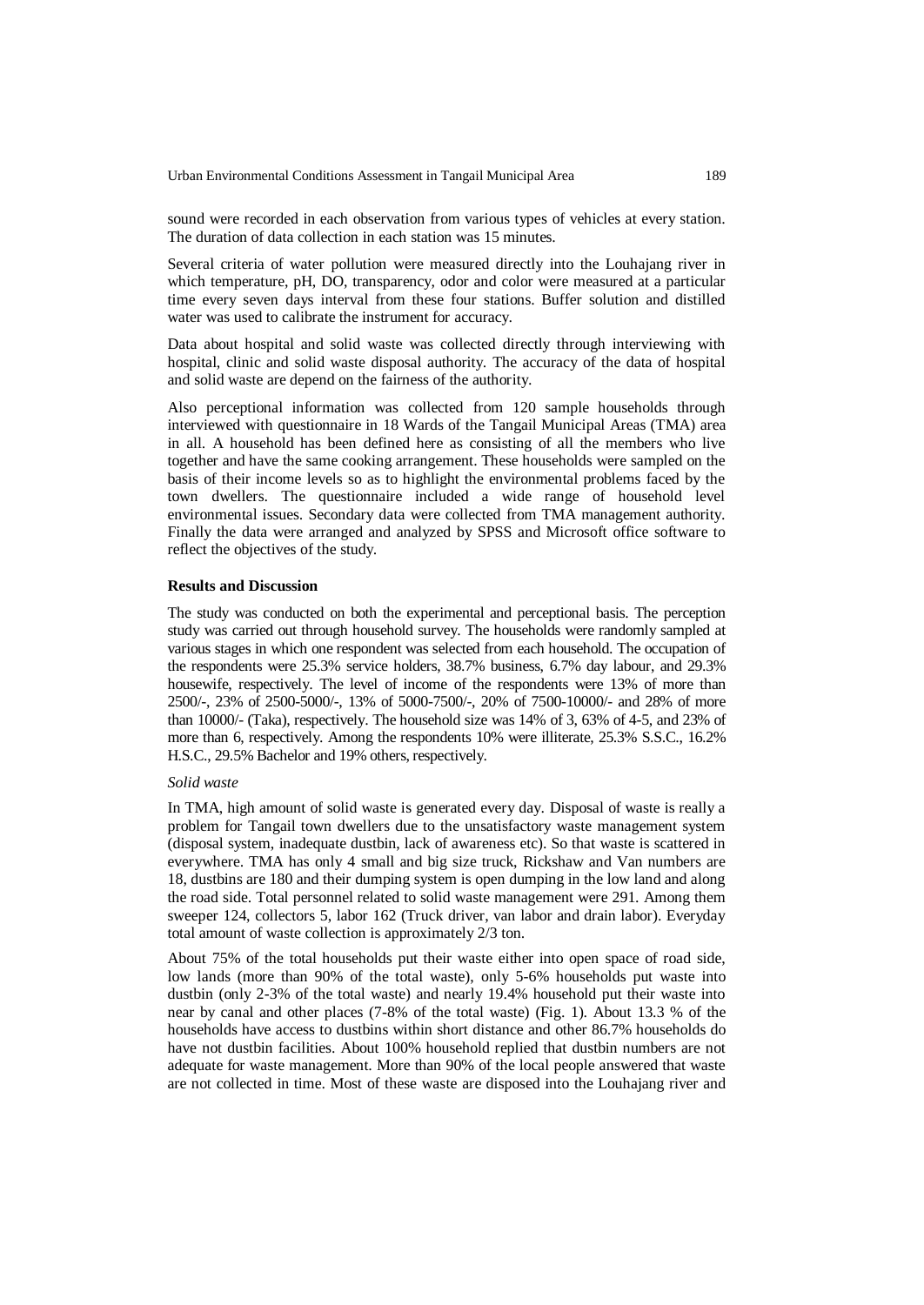sound were recorded in each observation from various types of vehicles at every station. The duration of data collection in each station was 15 minutes.

Several criteria of water pollution were measured directly into the Louhajang river in which temperature, pH, DO, transparency, odor and color were measured at a particular time every seven days interval from these four stations. Buffer solution and distilled water was used to calibrate the instrument for accuracy.

Data about hospital and solid waste was collected directly through interviewing with hospital, clinic and solid waste disposal authority. The accuracy of the data of hospital and solid waste are depend on the fairness of the authority.

Also perceptional information was collected from 120 sample households through interviewed with questionnaire in 18 Wards of the Tangail Municipal Areas (TMA) area in all. A household has been defined here as consisting of all the members who live together and have the same cooking arrangement. These households were sampled on the basis of their income levels so as to highlight the environmental problems faced by the town dwellers. The questionnaire included a wide range of household level environmental issues. Secondary data were collected from TMA management authority. Finally the data were arranged and analyzed by SPSS and Microsoft office software to reflect the objectives of the study.

**Results and Discussion**

The study was conducted on both the experimental and perceptional basis. The perception study was carried out through household survey. The households were randomly sampled at various stages in which one respondent was selected from each household. The occupation of the respondents were 25.3% service holders, 38.7% business, 6.7% day labour, and 29.3% housewife, respectively. The level of income of the respondents were 13% of more than 2500/-, 23% of 2500-5000/-, 13% of 5000-7500/-, 20% of 7500-10000/- and 28% of more than 10000/- (Taka), respectively. The household size was 14% of 3, 63% of 4-5, and 23% of more than 6, respectively. Among the respondents 10% were illiterate, 25.3% S.S.C., 16.2% H.S.C., 29.5% Bachelor and 19% others, respectively.

*Solid waste*

In TMA, high amount of solid waste is generated every day. Disposal of waste is really a problem for Tangail town dwellers due to the unsatisfactory waste management system (disposal system, inadequate dustbin, lack of awareness etc). So that waste is scattered in everywhere. TMA has only 4 small and big size truck, Rickshaw and Van numbers are 18, dustbins are 180 and their dumping system is open dumping in the low land and along the road side. Total personnel related to solid waste management were 291. Among them sweeper 124, collectors 5, labor 162 (Truck driver, van labor and drain labor). Everyday total amount of waste collection is approximately 2/3 ton.

About 75% of the total households put their waste either into open space of road side, low lands (more than 90% of the total waste), only 5-6% households put waste into dustbin (only 2-3% of the total waste) and nearly 19.4% household put their waste into near by canal and other places (7-8% of the total waste) (Fig. 1). About 13.3 % of the households have access to dustbins within short distance and other 86.7% households do have not dustbin facilities. About 100% household replied that dustbin numbers are not adequate for waste management. More than 90% of the local people answered that waste are not collected in time. Most of these waste are disposed into the Louhajang river and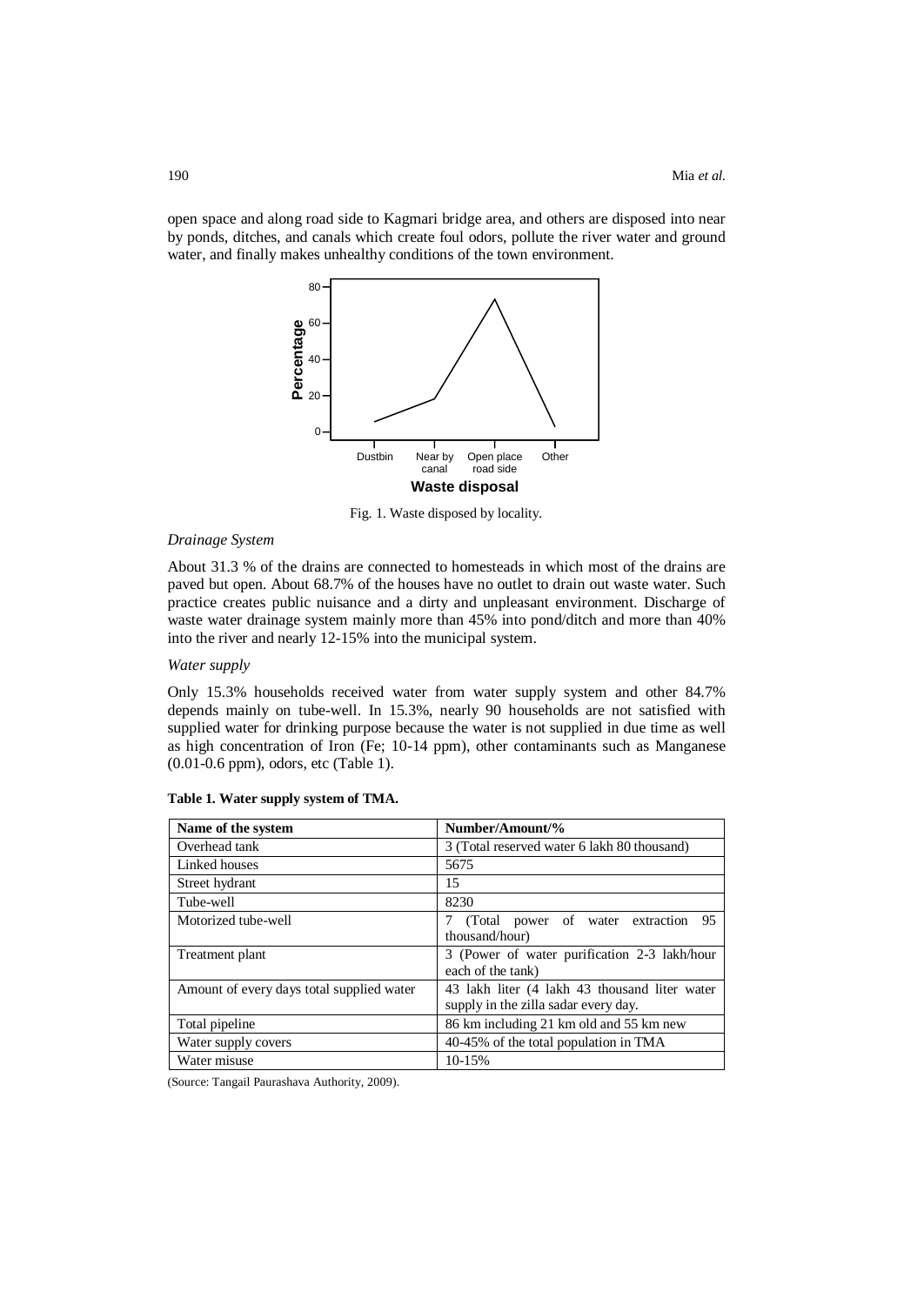open space and along road side to Kagmari bridge area, and others are disposed into near by ponds, ditches, and canals which create foul odors, pollute the river water and ground water, and finally makes unhealthy conditions of the town environment.

Fig. 1. Waste disposed by locality.

*Drainage System*

About 31.3 % of the drains are connected to homesteads in which most of the drains are paved but open. About 68.7% of the houses have no outlet to drain out waste water. Such practice creates public nuisance and a dirty and unpleasant environment. Discharge of waste water drainage system mainly more than 45% into pond/ditch and more than 40% into the river and nearly 12-15% into the municipal system.

*Water supply*

Only 15.3% households received water from water supply system and other 84.7% depends mainly on tube-well. In 15.3%, nearly 90 households are not satisfied with supplied water for drinking purpose because the water is not supplied in due time as well as high concentration of Iron (Fe; 10-14 ppm), other contaminants such as Manganese (0.01-0.6 ppm), odors, etc (Table 1).

**Table 1. Water supply system of TMA.**

| Name of the system | Number/Amount/% |
|---|---|
| Overhead tank | 3 (Total reserved water 6 lakh 80 thousand) |
| Linked houses | 5675 |
| Street hydrant | 15 |
| Tube-well | 8230 |
| Motorized tube-well | 7 (Total power of water extraction 95 thousand/hour) |
| Treatment plant | 3 (Power of water purification 2-3 lakh/hour each of the tank) |
| Amount of every days total supplied water | 43 lakh liter (4 lakh 43 thousand liter water supply in the zilla sadar every day. |
| Total pipeline | 86 km including 21 km old and 55 km new |
| Water supply covers | 40-45% of the total population in TMA |
| Water misuse | 10-15% |

(Source: Tangail Paurashava Authority, 2009).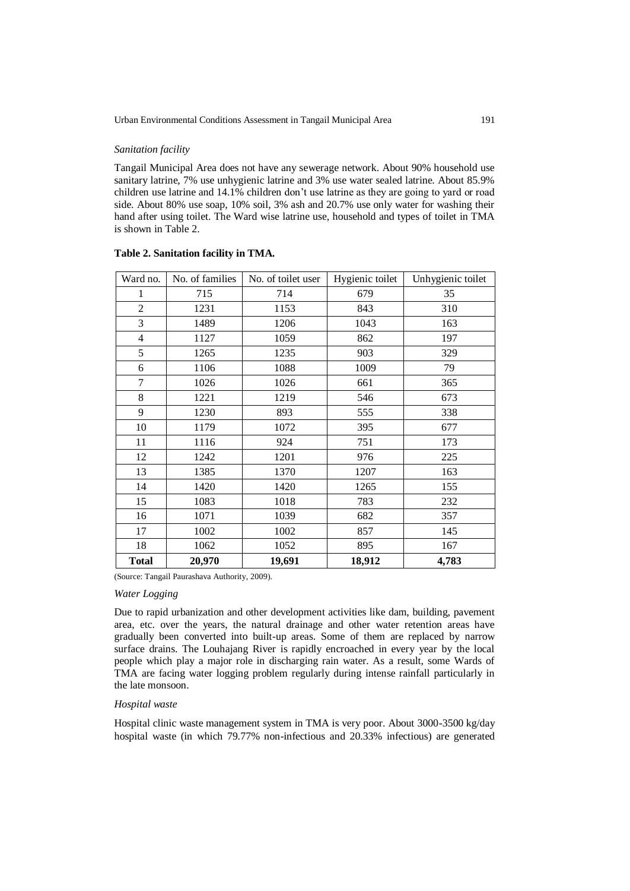### *Sanitation facility*

Tangail Municipal Area does not have any sewerage network. About 90% household use sanitary latrine, 7% use unhygienic latrine and 3% use water sealed latrine. About 85.9% children use latrine and 14.1% children don't use latrine as they are going to yard or road side. About 80% use soap, 10% soil, 3% ash and 20.7% use only water for washing their hand after using toilet. The Ward wise latrine use, household and types of toilet in TMA is shown in Table 2.

**Table 2. Sanitation facility in TMA.**

| Ward no. | No. of families | No. of toilet user | Hygienic toilet | Unhygienic toilet |
|---|---|---|---|---|
| 1 | 715 | 714 | 679 | 35 |
| 2 | 1231 | 1153 | 843 | 310 |
| 3 | 1489 | 1206 | 1043 | 163 |
| 4 | 1127 | 1059 | 862 | 197 |
| 5 | 1265 | 1235 | 903 | 329 |
| 6 | 1106 | 1088 | 1009 | 79 |
| 7 | 1026 | 1026 | 661 | 365 |
| 8 | 1221 | 1219 | 546 | 673 |
| 9 | 1230 | 893 | 555 | 338 |
| 10 | 1179 | 1072 | 395 | 677 |
| 11 | 1116 | 924 | 751 | 173 |
| 12 | 1242 | 1201 | 976 | 225 |
| 13 | 1385 | 1370 | 1207 | 163 |
| 14 | 1420 | 1420 | 1265 | 155 |
| 15 | 1083 | 1018 | 783 | 232 |
| 16 | 1071 | 1039 | 682 | 357 |
| 17 | 1002 | 1002 | 857 | 145 |
| 18 | 1062 | 1052 | 895 | 167 |
| **Total** | **20,970** | **19,691** | **18,912** | **4,783** |

(Source: Tangail Paurashava Authority, 2009).

### *Water Logging*

Due to rapid urbanization and other development activities like dam, building, pavement area, etc. over the years, the natural drainage and other water retention areas have gradually been converted into built-up areas. Some of them are replaced by narrow surface drains. The Louhajang River is rapidly encroached in every year by the local people which play a major role in discharging rain water. As a result, some Wards of TMA are facing water logging problem regularly during intense rainfall particularly in the late monsoon.

### *Hospital waste*

Hospital clinic waste management system in TMA is very poor. About 3000-3500 kg/day hospital waste (in which 79.77% non-infectious and 20.33% infectious) are generated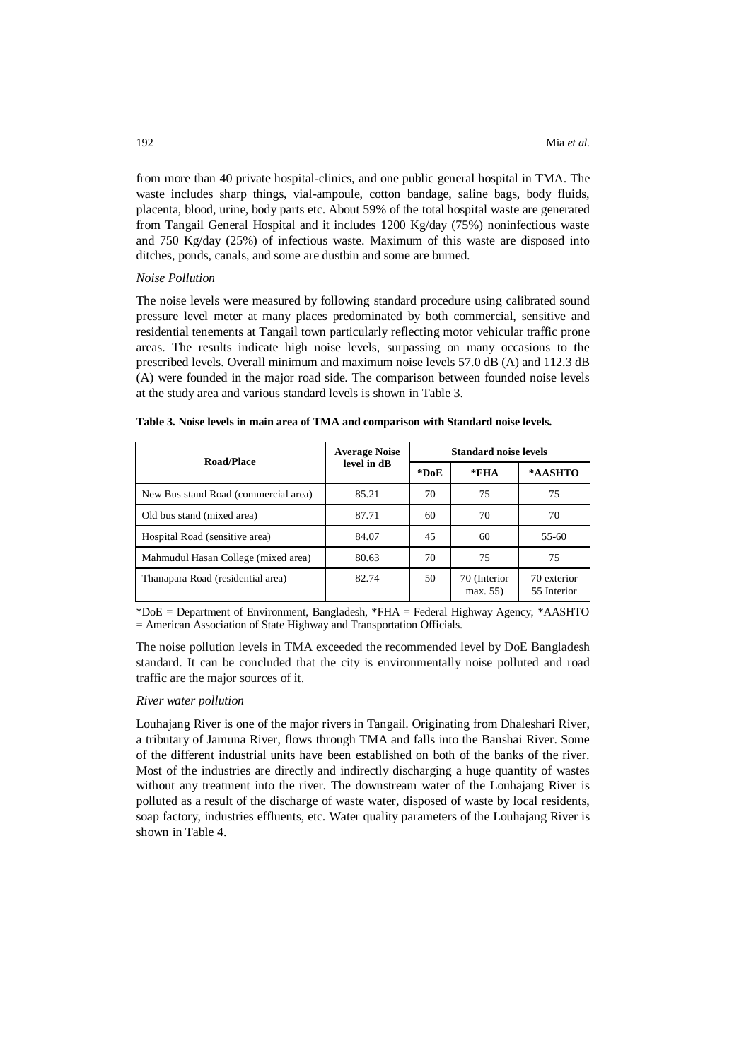from more than 40 private hospital-clinics, and one public general hospital in TMA. The waste includes sharp things, vial-ampoule, cotton bandage, saline bags, body fluids, placenta, blood, urine, body parts etc. About 59% of the total hospital waste are generated from Tangail General Hospital and it includes 1200 Kg/day (75%) noninfectious waste and 750 Kg/day (25%) of infectious waste. Maximum of this waste are disposed into ditches, ponds, canals, and some are dustbin and some are burned.

*Noise Pollution*

The noise levels were measured by following standard procedure using calibrated sound pressure level meter at many places predominated by both commercial, sensitive and residential tenements at Tangail town particularly reflecting motor vehicular traffic prone areas. The results indicate high noise levels, surpassing on many occasions to the prescribed levels. Overall minimum and maximum noise levels 57.0 dB (A) and 112.3 dB (A) were founded in the major road side. The comparison between founded noise levels at the study area and various standard levels is shown in Table 3.

**Table 3. Noise levels in main area of TMA and comparison with Standard noise levels.**

| Road/Place | Average Noise level in dB | Standard noise levels | | |
|---|---|---|---|---|
| | | *DoE | *FHA | *AASHTO |
| New Bus stand Road (commercial area) | 85.21 | 70 | 75 | 75 |
| Old bus stand (mixed area) | 87.71 | 60 | 70 | 70 |
| Hospital Road (sensitive area) | 84.07 | 45 | 60 | 55-60 |
| Mahmudul Hasan College (mixed area) | 80.63 | 70 | 75 | 75 |
| Thanapara Road (residential area) | 82.74 | 50 | 70 (Interior max. 55) | 70 exterior 55 Interior |

*DoE = Department of Environment, Bangladesh, *FHA = Federal Highway Agency, *AASHTO = American Association of State Highway and Transportation Officials.

The noise pollution levels in TMA exceeded the recommended level by DoE Bangladesh standard. It can be concluded that the city is environmentally noise polluted and road traffic are the major sources of it.

*River water pollution*

Louhajang River is one of the major rivers in Tangail. Originating from Dhaleshari River, a tributary of Jamuna River, flows through TMA and falls into the Banshai River. Some of the different industrial units have been established on both of the banks of the river. Most of the industries are directly and indirectly discharging a huge quantity of wastes without any treatment into the river. The downstream water of the Louhajang River is polluted as a result of the discharge of waste water, disposed of waste by local residents, soap factory, industries effluents, etc. Water quality parameters of the Louhajang River is shown in Table 4.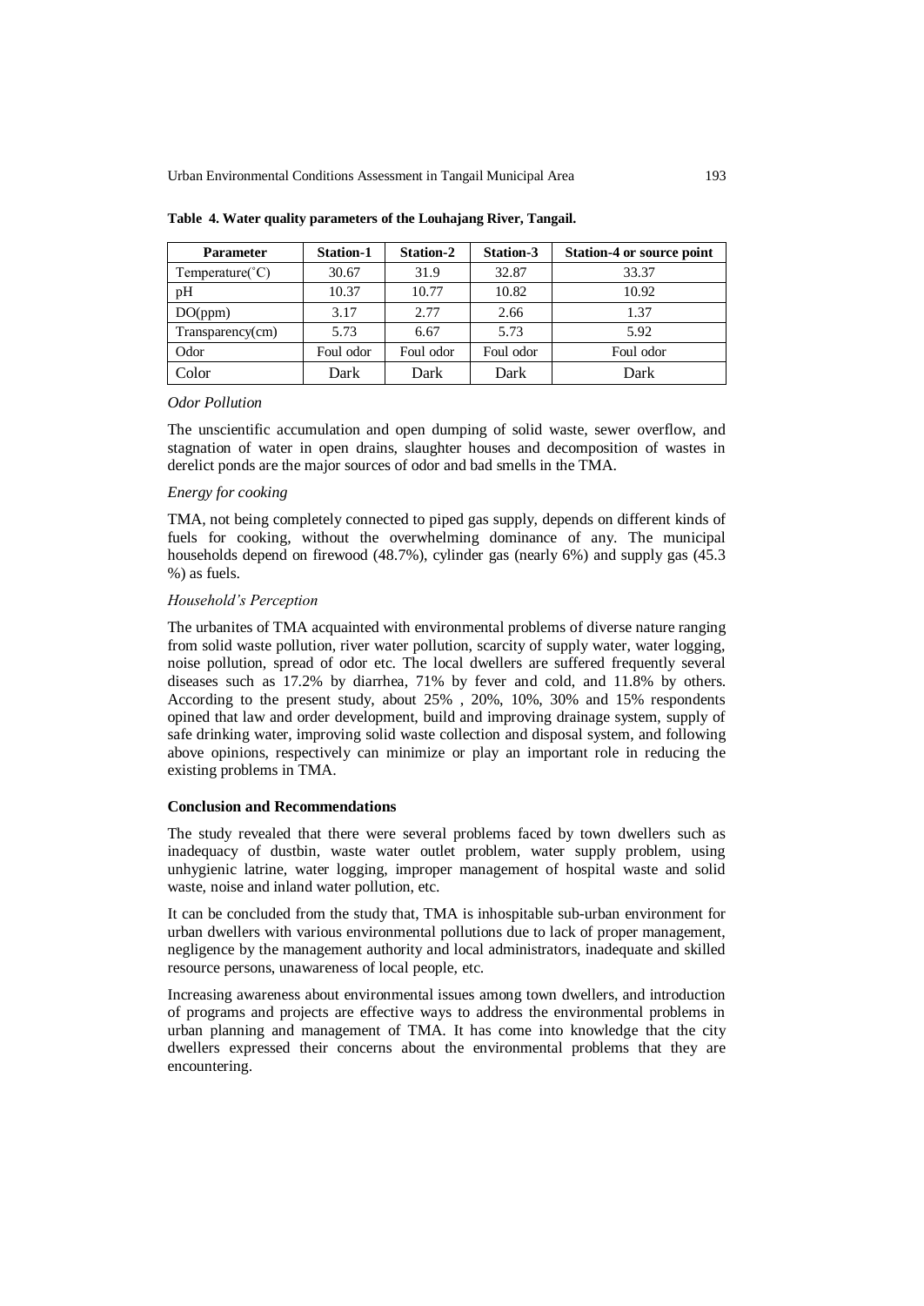**Table 4. Water quality parameters of the Louhajang River, Tangail.**

| Parameter | Station-1 | Station-2 | Station-3 | Station-4 or source point |
|---|---|---|---|---|
| Temperature(˚C) | 30.67 | 31.9 | 32.87 | 33.37 |
| pH | 10.37 | 10.77 | 10.82 | 10.92 |
| DO(ppm) | 3.17 | 2.77 | 2.66 | 1.37 |
| Transparency(cm) | 5.73 | 6.67 | 5.73 | 5.92 |
| Odor | Foul odor | Foul odor | Foul odor | Foul odor |
| Color | Dark | Dark | Dark | Dark |

*Odor Pollution*

The unscientific accumulation and open dumping of solid waste, sewer overflow, and stagnation of water in open drains, slaughter houses and decomposition of wastes in derelict ponds are the major sources of odor and bad smells in the TMA.

*Energy for cooking*

TMA, not being completely connected to piped gas supply, depends on different kinds of fuels for cooking, without the overwhelming dominance of any. The municipal households depend on firewood (48.7%), cylinder gas (nearly 6%) and supply gas (45.3 %) as fuels.

*Household's Perception*

The urbanites of TMA acquainted with environmental problems of diverse nature ranging from solid waste pollution, river water pollution, scarcity of supply water, water logging, noise pollution, spread of odor etc. The local dwellers are suffered frequently several diseases such as 17.2% by diarrhea, 71% by fever and cold, and 11.8% by others. According to the present study, about 25% , 20%, 10%, 30% and 15% respondents opined that law and order development, build and improving drainage system, supply of safe drinking water, improving solid waste collection and disposal system, and following above opinions, respectively can minimize or play an important role in reducing the existing problems in TMA.

**Conclusion and Recommendations**

The study revealed that there were several problems faced by town dwellers such as inadequacy of dustbin, waste water outlet problem, water supply problem, using unhygienic latrine, water logging, improper management of hospital waste and solid waste, noise and inland water pollution, etc.

It can be concluded from the study that, TMA is inhospitable sub-urban environment for urban dwellers with various environmental pollutions due to lack of proper management, negligence by the management authority and local administrators, inadequate and skilled resource persons, unawareness of local people, etc.

Increasing awareness about environmental issues among town dwellers, and introduction of programs and projects are effective ways to address the environmental problems in urban planning and management of TMA. It has come into knowledge that the city dwellers expressed their concerns about the environmental problems that they are encountering.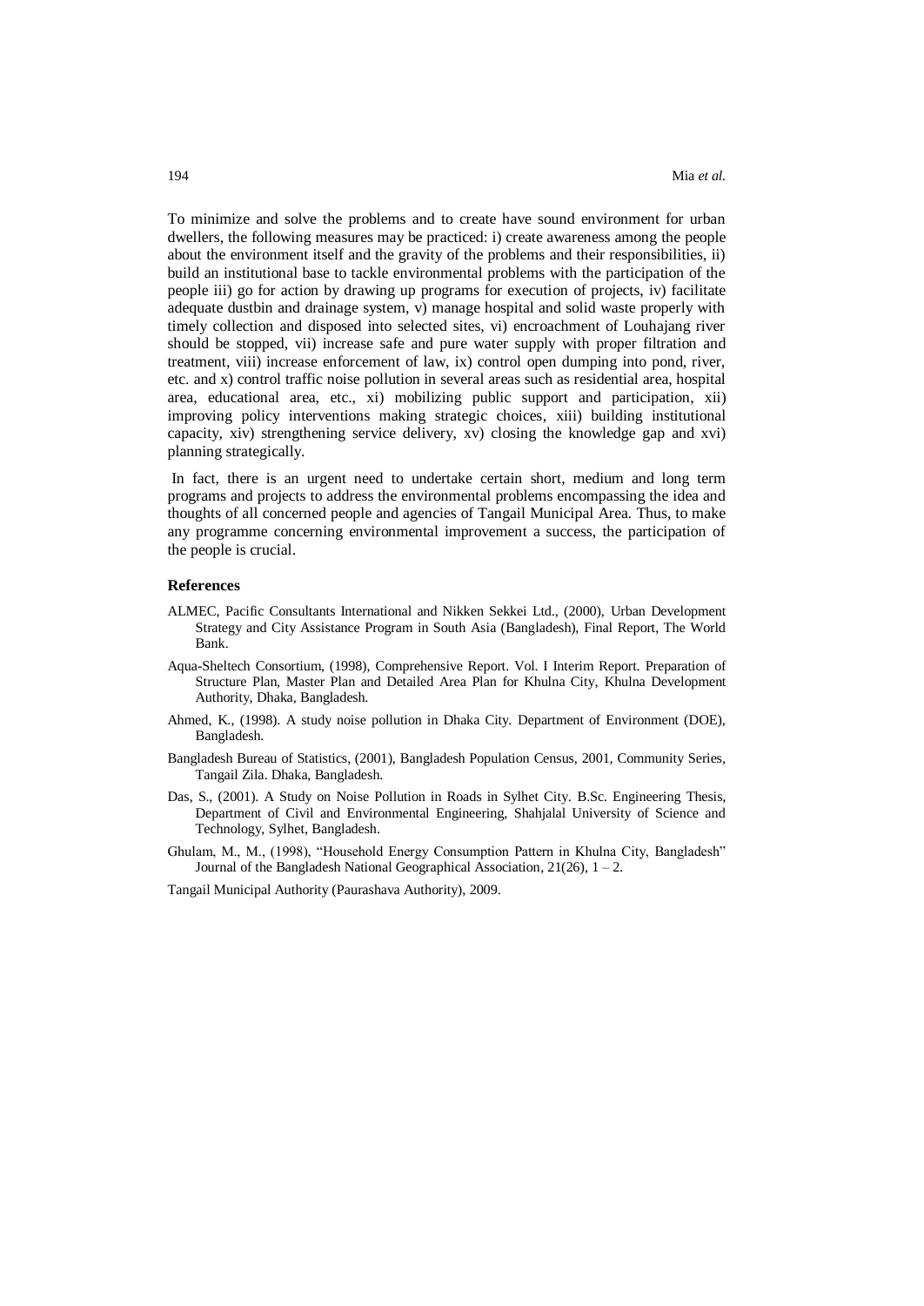To minimize and solve the problems and to create have sound environment for urban dwellers, the following measures may be practiced: i) create awareness among the people about the environment itself and the gravity of the problems and their responsibilities, ii) build an institutional base to tackle environmental problems with the participation of the people iii) go for action by drawing up programs for execution of projects, iv) facilitate adequate dustbin and drainage system, v) manage hospital and solid waste properly with timely collection and disposed into selected sites, vi) encroachment of Louhajang river should be stopped, vii) increase safe and pure water supply with proper filtration and treatment, viii) increase enforcement of law, ix) control open dumping into pond, river, etc. and x) control traffic noise pollution in several areas such as residential area, hospital area, educational area, etc., xi) mobilizing public support and participation, xii) improving policy interventions making strategic choices, xiii) building institutional capacity, xiv) strengthening service delivery, xv) closing the knowledge gap and xvi) planning strategically.

In fact, there is an urgent need to undertake certain short, medium and long term programs and projects to address the environmental problems encompassing the idea and thoughts of all concerned people and agencies of Tangail Municipal Area. Thus, to make any programme concerning environmental improvement a success, the participation of the people is crucial.

## References

ALMEC, Pacific Consultants International and Nikken Sekkei Ltd., (2000), Urban Development Strategy and City Assistance Program in South Asia (Bangladesh), Final Report, The World Bank.

Aqua-Sheltech Consortium, (1998), Comprehensive Report. Vol. I Interim Report. Preparation of Structure Plan, Master Plan and Detailed Area Plan for Khulna City, Khulna Development Authority, Dhaka, Bangladesh.

Ahmed, K., (1998). A study noise pollution in Dhaka City. Department of Environment (DOE), Bangladesh.

Bangladesh Bureau of Statistics, (2001), Bangladesh Population Census, 2001, Community Series, Tangail Zila. Dhaka, Bangladesh.

Das, S., (2001). A Study on Noise Pollution in Roads in Sylhet City. B.Sc. Engineering Thesis, Department of Civil and Environmental Engineering, Shahjalal University of Science and Technology, Sylhet, Bangladesh.

Ghulam, M., M., (1998), "Household Energy Consumption Pattern in Khulna City, Bangladesh" Journal of the Bangladesh National Geographical Association, 21(26), 1 – 2.

Tangail Municipal Authority (Paurashava Authority), 2009.